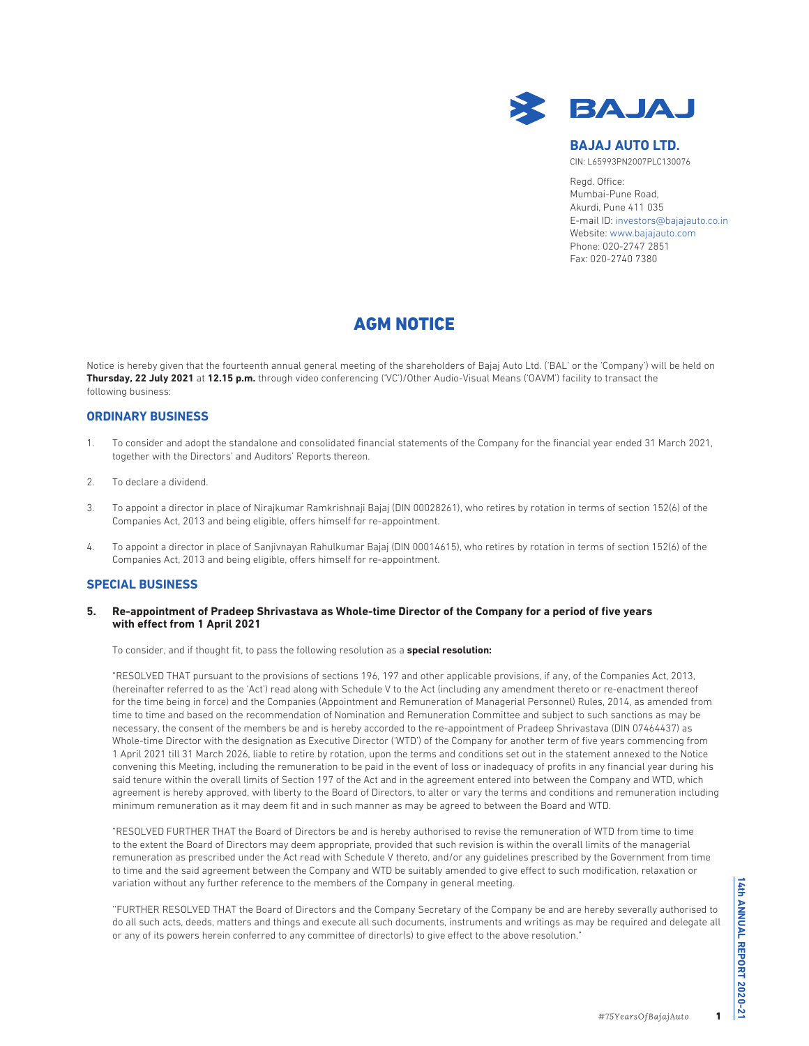**BAJAJ**

**BAJAJ AUTO LTD.**

CIN: L65993PN2007PLC130076

Regd. Office:
Mumbai-Pune Road,
Akurdi, Pune 411 035
E-mail ID: investors@bajajauto.co.in
Website: www.bajajauto.com
Phone: 020-2747 2851
Fax: 020-2740 7380

# AGM NOTICE

Notice is hereby given that the fourteenth annual general meeting of the shareholders of Bajaj Auto Ltd. ('BAL' or the 'Company') will be held on **Thursday, 22 July 2021** at **12.15 p.m.** through video conferencing ('VC')/Other Audio-Visual Means ('OAVM') facility to transact the following business:

## ORDINARY BUSINESS

1. To consider and adopt the standalone and consolidated financial statements of the Company for the financial year ended 31 March 2021, together with the Directors' and Auditors' Reports thereon.

2. To declare a dividend.

3. To appoint a director in place of Nirajkumar Ramkrishnaji Bajaj (DIN 00028261), who retires by rotation in terms of section 152(6) of the Companies Act, 2013 and being eligible, offers himself for re-appointment.

4. To appoint a director in place of Sanjivnayan Rahulkumar Bajaj (DIN 00014615), who retires by rotation in terms of section 152(6) of the Companies Act, 2013 and being eligible, offers himself for re-appointment.

## SPECIAL BUSINESS

**5. Re-appointment of Pradeep Shrivastava as Whole-time Director of the Company for a period of five years with effect from 1 April 2021**

To consider, and if thought fit, to pass the following resolution as a **special resolution:**

"RESOLVED THAT pursuant to the provisions of sections 196, 197 and other applicable provisions, if any, of the Companies Act, 2013, (hereinafter referred to as the 'Act') read along with Schedule V to the Act (including any amendment thereto or re-enactment thereof for the time being in force) and the Companies (Appointment and Remuneration of Managerial Personnel) Rules, 2014, as amended from time to time and based on the recommendation of Nomination and Remuneration Committee and subject to such sanctions as may be necessary, the consent of the members be and is hereby accorded to the re-appointment of Pradeep Shrivastava (DIN 07464437) as Whole-time Director with the designation as Executive Director ('WTD') of the Company for another term of five years commencing from 1 April 2021 till 31 March 2026, liable to retire by rotation, upon the terms and conditions set out in the statement annexed to the Notice convening this Meeting, including the remuneration to be paid in the event of loss or inadequacy of profits in any financial year during his said tenure within the overall limits of Section 197 of the Act and in the agreement entered into between the Company and WTD, which agreement is hereby approved, with liberty to the Board of Directors, to alter or vary the terms and conditions and remuneration including minimum remuneration as it may deem fit and in such manner as may be agreed to between the Board and WTD.

"RESOLVED FURTHER THAT the Board of Directors be and is hereby authorised to revise the remuneration of WTD from time to time to the extent the Board of Directors may deem appropriate, provided that such revision is within the overall limits of the managerial remuneration as prescribed under the Act read with Schedule V thereto, and/or any guidelines prescribed by the Government from time to time and the said agreement between the Company and WTD be suitably amended to give effect to such modification, relaxation or variation without any further reference to the members of the Company in general meeting.

"FURTHER RESOLVED THAT the Board of Directors and the Company Secretary of the Company be and are hereby severally authorised to do all such acts, deeds, matters and things and execute all such documents, instruments and writings as may be required and delegate all or any of its powers herein conferred to any committee of director(s) to give effect to the above resolution."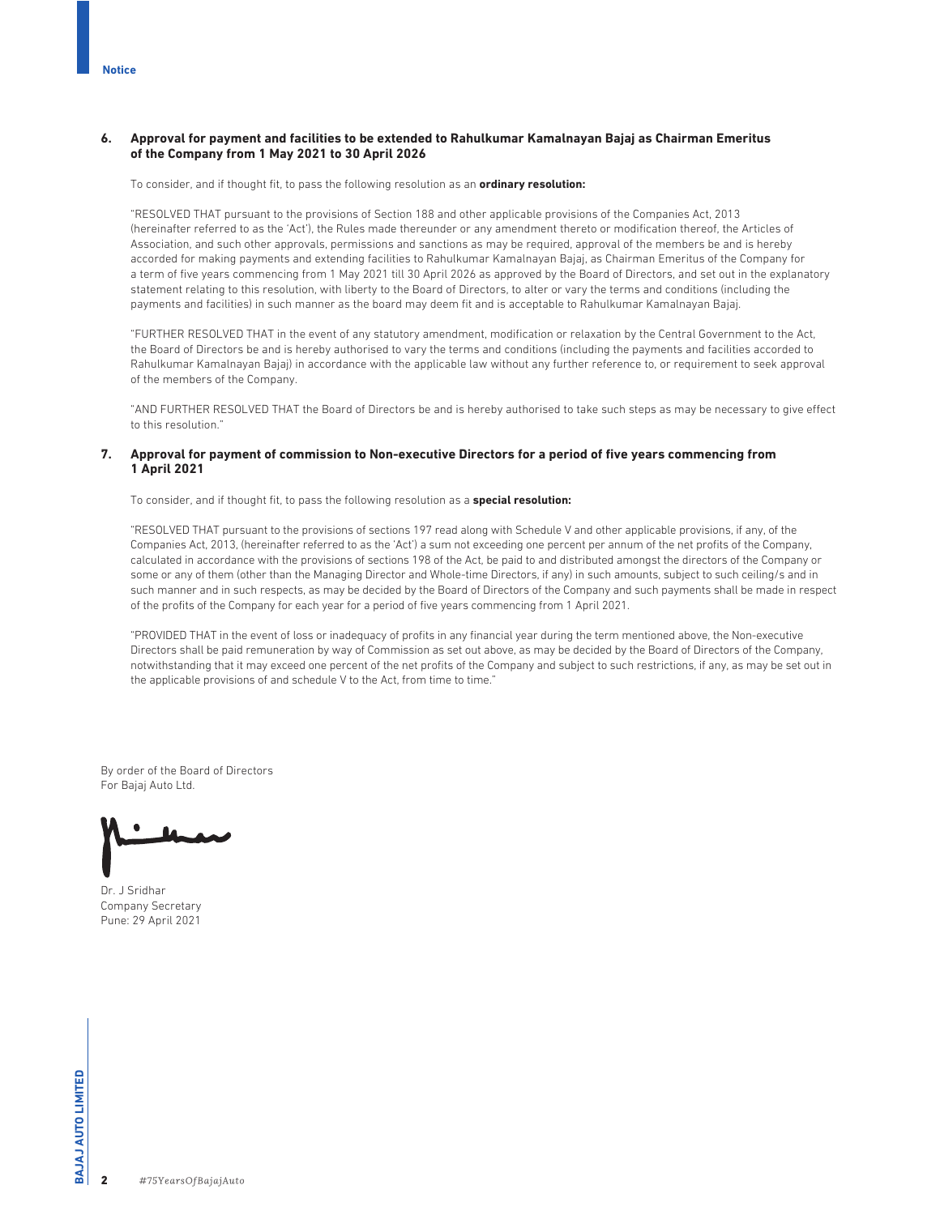**6. Approval for payment and facilities to be extended to Rahulkumar Kamalnayan Bajaj as Chairman Emeritus of the Company from 1 May 2021 to 30 April 2026**

To consider, and if thought fit, to pass the following resolution as an **ordinary resolution:**

"RESOLVED THAT pursuant to the provisions of Section 188 and other applicable provisions of the Companies Act, 2013 (hereinafter referred to as the 'Act'), the Rules made thereunder or any amendment thereto or modification thereof, the Articles of Association, and such other approvals, permissions and sanctions as may be required, approval of the members be and is hereby accorded for making payments and extending facilities to Rahulkumar Kamalnayan Bajaj, as Chairman Emeritus of the Company for a term of five years commencing from 1 May 2021 till 30 April 2026 as approved by the Board of Directors, and set out in the explanatory statement relating to this resolution, with liberty to the Board of Directors, to alter or vary the terms and conditions (including the payments and facilities) in such manner as the board may deem fit and is acceptable to Rahulkumar Kamalnayan Bajaj.

"FURTHER RESOLVED THAT in the event of any statutory amendment, modification or relaxation by the Central Government to the Act, the Board of Directors be and is hereby authorised to vary the terms and conditions (including the payments and facilities accorded to Rahulkumar Kamalnayan Bajaj) in accordance with the applicable law without any further reference to, or requirement to seek approval of the members of the Company.

"AND FURTHER RESOLVED THAT the Board of Directors be and is hereby authorised to take such steps as may be necessary to give effect to this resolution."

**7. Approval for payment of commission to Non-executive Directors for a period of five years commencing from 1 April 2021**

To consider, and if thought fit, to pass the following resolution as a **special resolution:**

"RESOLVED THAT pursuant to the provisions of sections 197 read along with Schedule V and other applicable provisions, if any, of the Companies Act, 2013, (hereinafter referred to as the 'Act') a sum not exceeding one percent per annum of the net profits of the Company, calculated in accordance with the provisions of sections 198 of the Act, be paid to and distributed amongst the directors of the Company or some or any of them (other than the Managing Director and Whole-time Directors, if any) in such amounts, subject to such ceiling/s and in such manner and in such respects, as may be decided by the Board of Directors of the Company and such payments shall be made in respect of the profits of the Company for each year for a period of five years commencing from 1 April 2021.

"PROVIDED THAT in the event of loss or inadequacy of profits in any financial year during the term mentioned above, the Non-executive Directors shall be paid remuneration by way of Commission as set out above, as may be decided by the Board of Directors of the Company, notwithstanding that it may exceed one percent of the net profits of the Company and subject to such restrictions, if any, as may be set out in the applicable provisions of and schedule V to the Act, from time to time."

By order of the Board of Directors
For Bajaj Auto Ltd.

Dr. J Sridhar
Company Secretary
Pune: 29 April 2021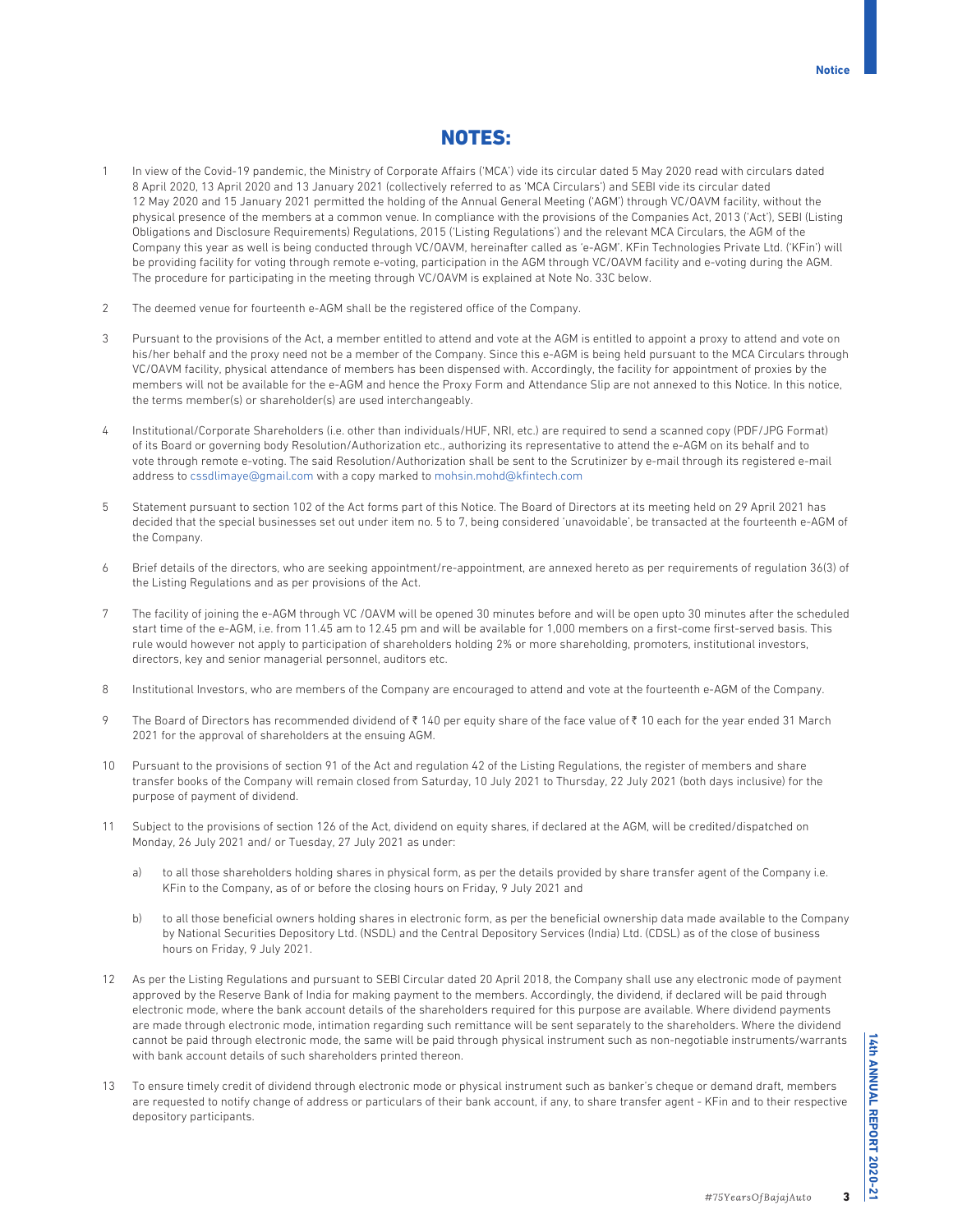# NOTES:

1. In view of the Covid-19 pandemic, the Ministry of Corporate Affairs ('MCA') vide its circular dated 5 May 2020 read with circulars dated 8 April 2020, 13 April 2020 and 13 January 2021 (collectively referred to as 'MCA Circulars') and SEBI vide its circular dated 12 May 2020 and 15 January 2021 permitted the holding of the Annual General Meeting ('AGM') through VC/OAVM facility, without the physical presence of the members at a common venue. In compliance with the provisions of the Companies Act, 2013 ('Act'), SEBI (Listing Obligations and Disclosure Requirements) Regulations, 2015 ('Listing Regulations') and the relevant MCA Circulars, the AGM of the Company this year as well is being conducted through VC/OAVM, hereinafter called as 'e-AGM'. KFin Technologies Private Ltd. ('KFin') will be providing facility for voting through remote e-voting, participation in the AGM through VC/OAVM facility and e-voting during the AGM. The procedure for participating in the meeting through VC/OAVM is explained at Note No. 33C below.

2. The deemed venue for fourteenth e-AGM shall be the registered office of the Company.

3. Pursuant to the provisions of the Act, a member entitled to attend and vote at the AGM is entitled to appoint a proxy to attend and vote on his/her behalf and the proxy need not be a member of the Company. Since this e-AGM is being held pursuant to the MCA Circulars through VC/OAVM facility, physical attendance of members has been dispensed with. Accordingly, the facility for appointment of proxies by the members will not be available for the e-AGM and hence the Proxy Form and Attendance Slip are not annexed to this Notice. In this notice, the terms member(s) or shareholder(s) are used interchangeably.

4. Institutional/Corporate Shareholders (i.e. other than individuals/HUF, NRI, etc.) are required to send a scanned copy (PDF/JPG Format) of its Board or governing body Resolution/Authorization etc., authorizing its representative to attend the e-AGM on its behalf and to vote through remote e-voting. The said Resolution/Authorization shall be sent to the Scrutinizer by e-mail through its registered e-mail address to cssdlimaye@gmail.com with a copy marked to mohsin.mohd@kfintech.com

5. Statement pursuant to section 102 of the Act forms part of this Notice. The Board of Directors at its meeting held on 29 April 2021 has decided that the special businesses set out under item no. 5 to 7, being considered 'unavoidable', be transacted at the fourteenth e-AGM of the Company.

6. Brief details of the directors, who are seeking appointment/re-appointment, are annexed hereto as per requirements of regulation 36(3) of the Listing Regulations and as per provisions of the Act.

7. The facility of joining the e-AGM through VC /OAVM will be opened 30 minutes before and will be open upto 30 minutes after the scheduled start time of the e-AGM, i.e. from 11.45 am to 12.45 pm and will be available for 1,000 members on a first-come first-served basis. This rule would however not apply to participation of shareholders holding 2% or more shareholding, promoters, institutional investors, directors, key and senior managerial personnel, auditors etc.

8. Institutional Investors, who are members of the Company are encouraged to attend and vote at the fourteenth e-AGM of the Company.

9. The Board of Directors has recommended dividend of ₹ 140 per equity share of the face value of ₹ 10 each for the year ended 31 March 2021 for the approval of shareholders at the ensuing AGM.

10. Pursuant to the provisions of section 91 of the Act and regulation 42 of the Listing Regulations, the register of members and share transfer books of the Company will remain closed from Saturday, 10 July 2021 to Thursday, 22 July 2021 (both days inclusive) for the purpose of payment of dividend.

11. Subject to the provisions of section 126 of the Act, dividend on equity shares, if declared at the AGM, will be credited/dispatched on Monday, 26 July 2021 and/ or Tuesday, 27 July 2021 as under:

    a) to all those shareholders holding shares in physical form, as per the details provided by share transfer agent of the Company i.e. KFin to the Company, as of or before the closing hours on Friday, 9 July 2021 and

    b) to all those beneficial owners holding shares in electronic form, as per the beneficial ownership data made available to the Company by National Securities Depository Ltd. (NSDL) and the Central Depository Services (India) Ltd. (CDSL) as of the close of business hours on Friday, 9 July 2021.

12. As per the Listing Regulations and pursuant to SEBI Circular dated 20 April 2018, the Company shall use any electronic mode of payment approved by the Reserve Bank of India for making payment to the members. Accordingly, the dividend, if declared will be paid through electronic mode, where the bank account details of the shareholders required for this purpose are available. Where dividend payments are made through electronic mode, intimation regarding such remittance will be sent separately to the shareholders. Where the dividend cannot be paid through electronic mode, the same will be paid through physical instrument such as non-negotiable instruments/warrants with bank account details of such shareholders printed thereon.

13. To ensure timely credit of dividend through electronic mode or physical instrument such as banker's cheque or demand draft, members are requested to notify change of address or particulars of their bank account, if any, to share transfer agent - KFin and to their respective depository participants.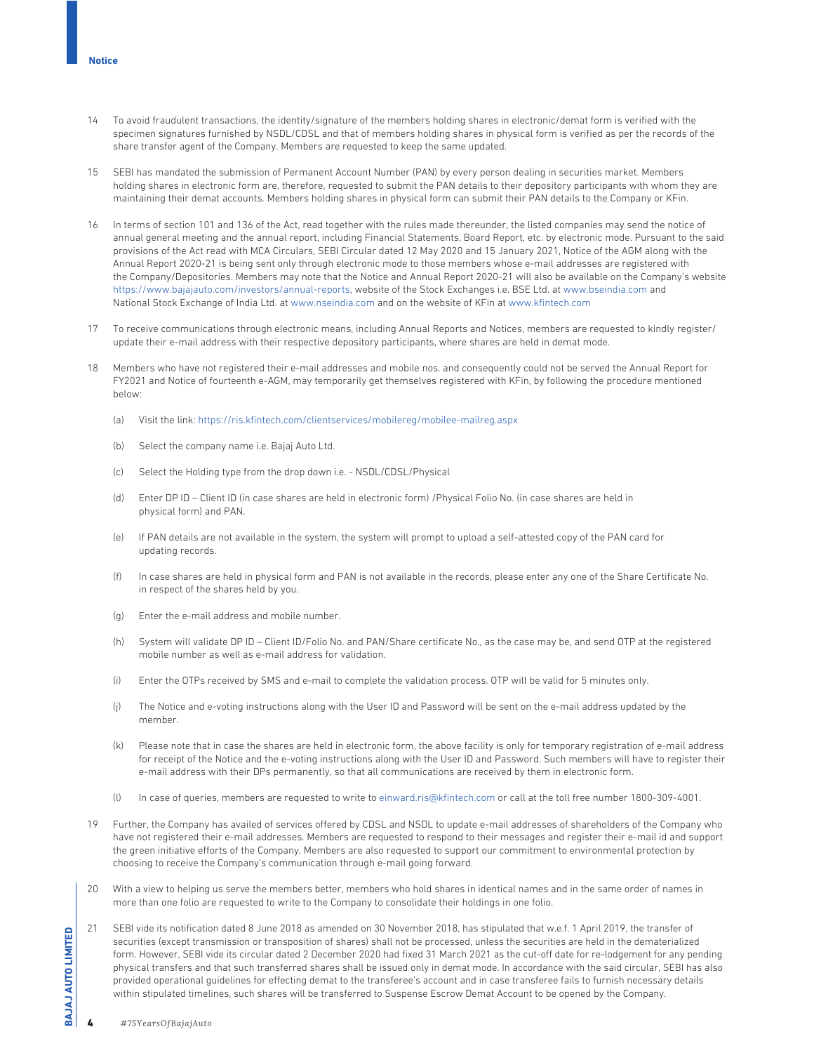14 To avoid fraudulent transactions, the identity/signature of the members holding shares in electronic/demat form is verified with the specimen signatures furnished by NSDL/CDSL and that of members holding shares in physical form is verified as per the records of the share transfer agent of the Company. Members are requested to keep the same updated.

15 SEBI has mandated the submission of Permanent Account Number (PAN) by every person dealing in securities market. Members holding shares in electronic form are, therefore, requested to submit the PAN details to their depository participants with whom they are maintaining their demat accounts. Members holding shares in physical form can submit their PAN details to the Company or KFin.

16 In terms of section 101 and 136 of the Act, read together with the rules made thereunder, the listed companies may send the notice of annual general meeting and the annual report, including Financial Statements, Board Report, etc. by electronic mode. Pursuant to the said provisions of the Act read with MCA Circulars, SEBI Circular dated 12 May 2020 and 15 January 2021, Notice of the AGM along with the Annual Report 2020-21 is being sent only through electronic mode to those members whose e-mail addresses are registered with the Company/Depositories. Members may note that the Notice and Annual Report 2020-21 will also be available on the Company's website https://www.bajajauto.com/investors/annual-reports, website of the Stock Exchanges i.e. BSE Ltd. at www.bseindia.com and National Stock Exchange of India Ltd. at www.nseindia.com and on the website of KFin at www.kfintech.com

17 To receive communications through electronic means, including Annual Reports and Notices, members are requested to kindly register/update their e-mail address with their respective depository participants, where shares are held in demat mode.

18 Members who have not registered their e-mail addresses and mobile nos. and consequently could not be served the Annual Report for FY2021 and Notice of fourteenth e-AGM, may temporarily get themselves registered with KFin, by following the procedure mentioned below:

(a) Visit the link: https://ris.kfintech.com/clientservices/mobilereg/mobilee-mailreg.aspx

(b) Select the company name i.e. Bajaj Auto Ltd.

(c) Select the Holding type from the drop down i.e. - NSDL/CDSL/Physical

(d) Enter DP ID – Client ID (in case shares are held in electronic form) /Physical Folio No. (in case shares are held in physical form) and PAN.

(e) If PAN details are not available in the system, the system will prompt to upload a self-attested copy of the PAN card for updating records.

(f) In case shares are held in physical form and PAN is not available in the records, please enter any one of the Share Certificate No. in respect of the shares held by you.

(g) Enter the e-mail address and mobile number.

(h) System will validate DP ID – Client ID/Folio No. and PAN/Share certificate No., as the case may be, and send OTP at the registered mobile number as well as e-mail address for validation.

(i) Enter the OTPs received by SMS and e-mail to complete the validation process. OTP will be valid for 5 minutes only.

(j) The Notice and e-voting instructions along with the User ID and Password will be sent on the e-mail address updated by the member.

(k) Please note that in case the shares are held in electronic form, the above facility is only for temporary registration of e-mail address for receipt of the Notice and the e-voting instructions along with the User ID and Password. Such members will have to register their e-mail address with their DPs permanently, so that all communications are received by them in electronic form.

(l) In case of queries, members are requested to write to einward.ris@kfintech.com or call at the toll free number 1800-309-4001.

19 Further, the Company has availed of services offered by CDSL and NSDL to update e-mail addresses of shareholders of the Company who have not registered their e-mail addresses. Members are requested to respond to their messages and register their e-mail id and support the green initiative efforts of the Company. Members are also requested to support our commitment to environmental protection by choosing to receive the Company's communication through e-mail going forward.

20 With a view to helping us serve the members better, members who hold shares in identical names and in the same order of names in more than one folio are requested to write to the Company to consolidate their holdings in one folio.

21 SEBI vide its notification dated 8 June 2018 as amended on 30 November 2018, has stipulated that w.e.f. 1 April 2019, the transfer of securities (except transmission or transposition of shares) shall not be processed, unless the securities are held in the dematerialized form. However, SEBI vide its circular dated 2 December 2020 had fixed 31 March 2021 as the cut-off date for re-lodgement for any pending physical transfers and that such transferred shares shall be issued only in demat mode. In accordance with the said circular, SEBI has also provided operational guidelines for effecting demat to the transferee's account and in case transferee fails to furnish necessary details within stipulated timelines, such shares will be transferred to Suspense Escrow Demat Account to be opened by the Company.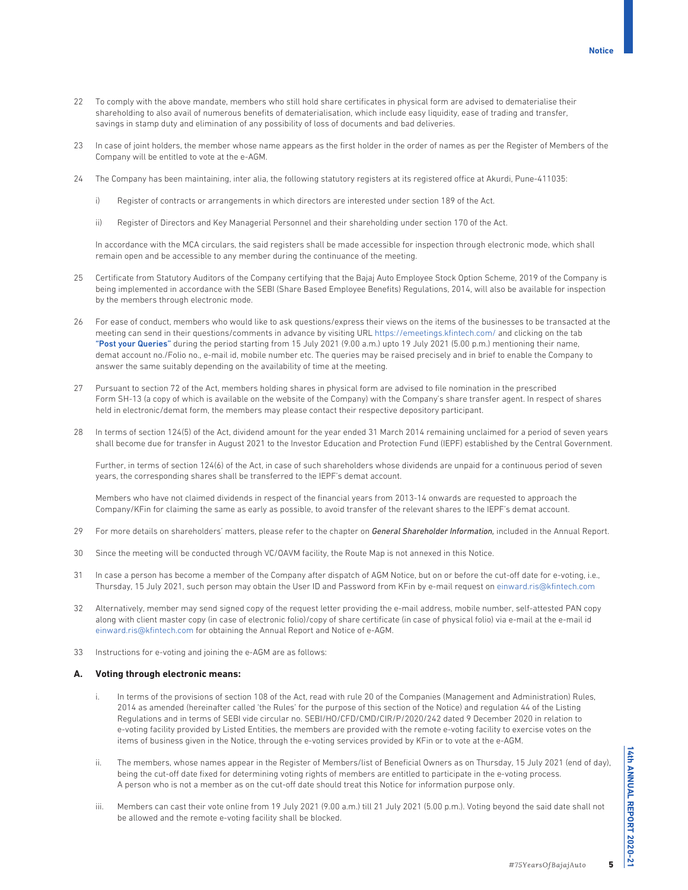22 To comply with the above mandate, members who still hold share certificates in physical form are advised to dematerialise their shareholding to also avail of numerous benefits of dematerialisation, which include easy liquidity, ease of trading and transfer, savings in stamp duty and elimination of any possibility of loss of documents and bad deliveries.

23 In case of joint holders, the member whose name appears as the first holder in the order of names as per the Register of Members of the Company will be entitled to vote at the e-AGM.

24 The Company has been maintaining, inter alia, the following statutory registers at its registered office at Akurdi, Pune-411035:

i) Register of contracts or arrangements in which directors are interested under section 189 of the Act.

ii) Register of Directors and Key Managerial Personnel and their shareholding under section 170 of the Act.

In accordance with the MCA circulars, the said registers shall be made accessible for inspection through electronic mode, which shall remain open and be accessible to any member during the continuance of the meeting.

25 Certificate from Statutory Auditors of the Company certifying that the Bajaj Auto Employee Stock Option Scheme, 2019 of the Company is being implemented in accordance with the SEBI (Share Based Employee Benefits) Regulations, 2014, will also be available for inspection by the members through electronic mode.

26 For ease of conduct, members who would like to ask questions/express their views on the items of the businesses to be transacted at the meeting can send in their questions/comments in advance by visiting URL https://emeetings.kfintech.com/ and clicking on the tab **"Post your Queries"** during the period starting from 15 July 2021 (9.00 a.m.) upto 19 July 2021 (5.00 p.m.) mentioning their name, demat account no./Folio no., e-mail id, mobile number etc. The queries may be raised precisely and in brief to enable the Company to answer the same suitably depending on the availability of time at the meeting.

27 Pursuant to section 72 of the Act, members holding shares in physical form are advised to file nomination in the prescribed Form SH-13 (a copy of which is available on the website of the Company) with the Company's share transfer agent. In respect of shares held in electronic/demat form, the members may please contact their respective depository participant.

28 In terms of section 124(5) of the Act, dividend amount for the year ended 31 March 2014 remaining unclaimed for a period of seven years shall become due for transfer in August 2021 to the Investor Education and Protection Fund (IEPF) established by the Central Government.

Further, in terms of section 124(6) of the Act, in case of such shareholders whose dividends are unpaid for a continuous period of seven years, the corresponding shares shall be transferred to the IEPF's demat account.

Members who have not claimed dividends in respect of the financial years from 2013-14 onwards are requested to approach the Company/KFin for claiming the same as early as possible, to avoid transfer of the relevant shares to the IEPF's demat account.

29 For more details on shareholders' matters, please refer to the chapter on *General Shareholder Information,* included in the Annual Report.

30 Since the meeting will be conducted through VC/OAVM facility, the Route Map is not annexed in this Notice.

31 In case a person has become a member of the Company after dispatch of AGM Notice, but on or before the cut-off date for e-voting, i.e., Thursday, 15 July 2021, such person may obtain the User ID and Password from KFin by e-mail request on einward.ris@kfintech.com

32 Alternatively, member may send signed copy of the request letter providing the e-mail address, mobile number, self-attested PAN copy along with client master copy (in case of electronic folio)/copy of share certificate (in case of physical folio) via e-mail at the e-mail id einward.ris@kfintech.com for obtaining the Annual Report and Notice of e-AGM.

33 Instructions for e-voting and joining the e-AGM are as follows:

### A. Voting through electronic means:

i. In terms of the provisions of section 108 of the Act, read with rule 20 of the Companies (Management and Administration) Rules, 2014 as amended (hereinafter called 'the Rules' for the purpose of this section of the Notice) and regulation 44 of the Listing Regulations and in terms of SEBI vide circular no. SEBI/HO/CFD/CMD/CIR/P/2020/242 dated 9 December 2020 in relation to e-voting facility provided by Listed Entities, the members are provided with the remote e-voting facility to exercise votes on the items of business given in the Notice, through the e-voting services provided by KFin or to vote at the e-AGM.

ii. The members, whose names appear in the Register of Members/list of Beneficial Owners as on Thursday, 15 July 2021 (end of day), being the cut-off date fixed for determining voting rights of members are entitled to participate in the e-voting process. A person who is not a member as on the cut-off date should treat this Notice for information purpose only.

iii. Members can cast their vote online from 19 July 2021 (9.00 a.m.) till 21 July 2021 (5.00 p.m.). Voting beyond the said date shall not be allowed and the remote e-voting facility shall be blocked.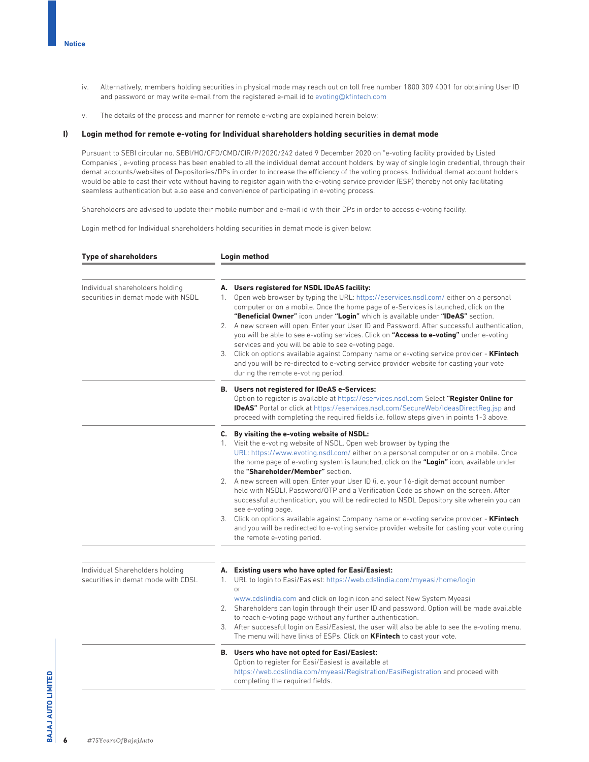iv. Alternatively, members holding securities in physical mode may reach out on toll free number 1800 309 4001 for obtaining User ID and password or may write e-mail from the registered e-mail id to evoting@kfintech.com

v. The details of the process and manner for remote e-voting are explained herein below:

## I) Login method for remote e-voting for Individual shareholders holding securities in demat mode

Pursuant to SEBI circular no. SEBI/HO/CFD/CMD/CIR/P/2020/242 dated 9 December 2020 on "e-voting facility provided by Listed Companies", e-voting process has been enabled to all the individual demat account holders, by way of single login credential, through their demat accounts/websites of Depositories/DPs in order to increase the efficiency of the voting process. Individual demat account holders would be able to cast their vote without having to register again with the e-voting service provider (ESP) thereby not only facilitating seamless authentication but also ease and convenience of participating in e-voting process.

Shareholders are advised to update their mobile number and e-mail id with their DPs in order to access e-voting facility.

Login method for Individual shareholders holding securities in demat mode is given below:

| Type of shareholders | Login method |
|---|---|
| Individual shareholders holding securities in demat mode with NSDL | **A. Users registered for NSDL IDeAS facility:**<br>1. Open web browser by typing the URL: https://eservices.nsdl.com/ either on a personal computer or on a mobile. Once the home page of e-Services is launched, click on the **"Beneficial Owner"** icon under **"Login"** which is available under **"IDeAS"** section.<br>2. A new screen will open. Enter your User ID and Password. After successful authentication, you will be able to see e-voting services. Click on **"Access to e-voting"** under e-voting services and you will be able to see e-voting page.<br>3. Click on options available against Company name or e-voting service provider - **KFintech** and you will be re-directed to e-voting service provider website for casting your vote during the remote e-voting period. |
| | **B. Users not registered for IDeAS e-Services:**<br>Option to register is available at https://eservices.nsdl.com Select **"Register Online for IDeAS"** Portal or click at https://eservices.nsdl.com/SecureWeb/IdeasDirectReg.jsp and proceed with completing the required fields i.e. follow steps given in points 1-3 above. |
| | **C. By visiting the e-voting website of NSDL:**<br>1. Visit the e-voting website of NSDL. Open web browser by typing the URL: https://www.evoting.nsdl.com/ either on a personal computer or on a mobile. Once the home page of e-voting system is launched, click on the **"Login"** icon, available under the **"Shareholder/Member"** section.<br>2. A new screen will open. Enter your User ID (i. e. your 16-digit demat account number held with NSDL), Password/OTP and a Verification Code as shown on the screen. After successful authentication, you will be redirected to NSDL Depository site wherein you can see e-voting page.<br>3. Click on options available against Company name or e-voting service provider - **KFintech** and you will be redirected to e-voting service provider website for casting your vote during the remote e-voting period. |
| Individual Shareholders holding securities in demat mode with CDSL | **A. Existing users who have opted for Easi/Easiest:**<br>1. URL to login to Easi/Easiest: https://web.cdslindia.com/myeasi/home/login or www.cdslindia.com and click on login icon and select New System Myeasi<br>2. Shareholders can login through their user ID and password. Option will be made available to reach e-voting page without any further authentication.<br>3. After successful login on Easi/Easiest, the user will also be able to see the e-voting menu. The menu will have links of ESPs. Click on **KFintech** to cast your vote. |
| | **B. Users who have not opted for Easi/Easiest:**<br>Option to register for Easi/Easiest is available at https://web.cdslindia.com/myeasi/Registration/EasiRegistration and proceed with completing the required fields. |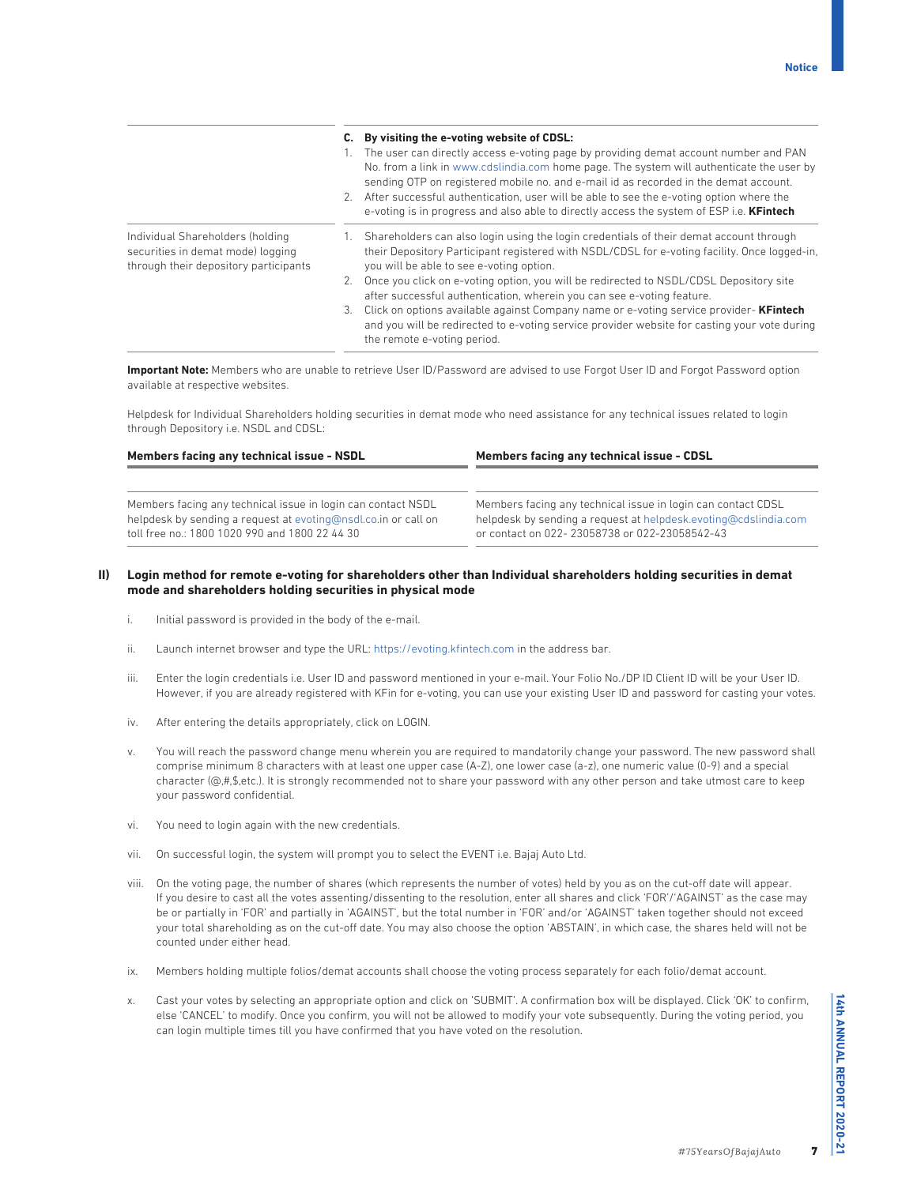| | **C. By visiting the e-voting website of CDSL:**<br>1. The user can directly access e-voting page by providing demat account number and PAN No. from a link in www.cdslindia.com home page. The system will authenticate the user by sending OTP on registered mobile no. and e-mail id as recorded in the demat account.<br>2. After successful authentication, user will be able to see the e-voting option where the e-voting is in progress and also able to directly access the system of ESP i.e. **KFintech** |
|---|---|
| Individual Shareholders (holding securities in demat mode) logging through their depository participants | 1. Shareholders can also login using the login credentials of their demat account through their Depository Participant registered with NSDL/CDSL for e-voting facility. Once logged-in, you will be able to see e-voting option.<br>2. Once you click on e-voting option, you will be redirected to NSDL/CDSL Depository site after successful authentication, wherein you can see e-voting feature.<br>3. Click on options available against Company name or e-voting service provider- **KFintech** and you will be redirected to e-voting service provider website for casting your vote during the remote e-voting period. |

**Important Note:** Members who are unable to retrieve User ID/Password are advised to use Forgot User ID and Forgot Password option available at respective websites.

Helpdesk for Individual Shareholders holding securities in demat mode who need assistance for any technical issues related to login through Depository i.e. NSDL and CDSL:

| Members facing any technical issue - NSDL | Members facing any technical issue - CDSL |
|---|---|
| Members facing any technical issue in login can contact NSDL helpdesk by sending a request at evoting@nsdl.co.in or call on toll free no.: 1800 1020 990 and 1800 22 44 30 | Members facing any technical issue in login can contact CDSL helpdesk by sending a request at helpdesk.evoting@cdslindia.com or contact on 022- 23058738 or 022-23058542-43 |

**II) Login method for remote e-voting for shareholders other than Individual shareholders holding securities in demat mode and shareholders holding securities in physical mode**

i. Initial password is provided in the body of the e-mail.

ii. Launch internet browser and type the URL: https://evoting.kfintech.com in the address bar.

iii. Enter the login credentials i.e. User ID and password mentioned in your e-mail. Your Folio No./DP ID Client ID will be your User ID. However, if you are already registered with KFin for e-voting, you can use your existing User ID and password for casting your votes.

iv. After entering the details appropriately, click on LOGIN.

v. You will reach the password change menu wherein you are required to mandatorily change your password. The new password shall comprise minimum 8 characters with at least one upper case (A-Z), one lower case (a-z), one numeric value (0-9) and a special character (@,#,$,etc.). It is strongly recommended not to share your password with any other person and take utmost care to keep your password confidential.

vi. You need to login again with the new credentials.

vii. On successful login, the system will prompt you to select the EVENT i.e. Bajaj Auto Ltd.

viii. On the voting page, the number of shares (which represents the number of votes) held by you as on the cut-off date will appear. If you desire to cast all the votes assenting/dissenting to the resolution, enter all shares and click 'FOR'/'AGAINST' as the case may be or partially in 'FOR' and partially in 'AGAINST', but the total number in 'FOR' and/or 'AGAINST' taken together should not exceed your total shareholding as on the cut-off date. You may also choose the option 'ABSTAIN', in which case, the shares held will not be counted under either head.

ix. Members holding multiple folios/demat accounts shall choose the voting process separately for each folio/demat account.

x. Cast your votes by selecting an appropriate option and click on 'SUBMIT'. A confirmation box will be displayed. Click 'OK' to confirm, else 'CANCEL' to modify. Once you confirm, you will not be allowed to modify your vote subsequently. During the voting period, you can login multiple times till you have confirmed that you have voted on the resolution.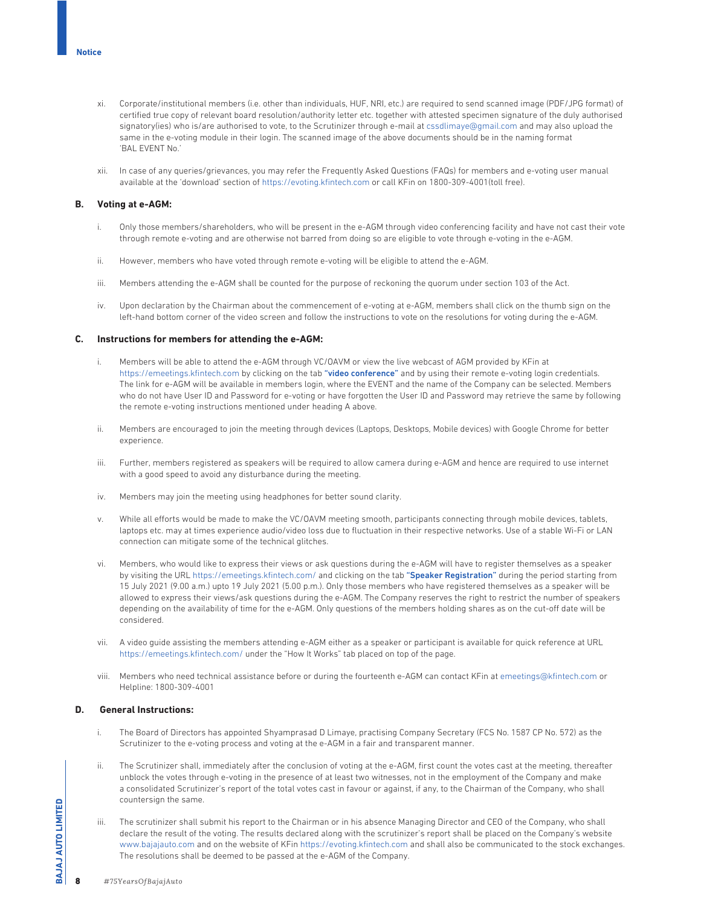xi. Corporate/institutional members (i.e. other than individuals, HUF, NRI, etc.) are required to send scanned image (PDF/JPG format) of certified true copy of relevant board resolution/authority letter etc. together with attested specimen signature of the duly authorised signatory(ies) who is/are authorised to vote, to the Scrutinizer through e-mail at cssdlimaye@gmail.com and may also upload the same in the e-voting module in their login. The scanned image of the above documents should be in the naming format 'BAL EVENT No.'

xii. In case of any queries/grievances, you may refer the Frequently Asked Questions (FAQs) for members and e-voting user manual available at the 'download' section of https://evoting.kfintech.com or call KFin on 1800-309-4001(toll free).

### B. Voting at e-AGM:

i. Only those members/shareholders, who will be present in the e-AGM through video conferencing facility and have not cast their vote through remote e-voting and are otherwise not barred from doing so are eligible to vote through e-voting in the e-AGM.

ii. However, members who have voted through remote e-voting will be eligible to attend the e-AGM.

iii. Members attending the e-AGM shall be counted for the purpose of reckoning the quorum under section 103 of the Act.

iv. Upon declaration by the Chairman about the commencement of e-voting at e-AGM, members shall click on the thumb sign on the left-hand bottom corner of the video screen and follow the instructions to vote on the resolutions for voting during the e-AGM.

### C. Instructions for members for attending the e-AGM:

i. Members will be able to attend the e-AGM through VC/OAVM or view the live webcast of AGM provided by KFin at https://emeetings.kfintech.com by clicking on the tab **"video conference"** and by using their remote e-voting login credentials. The link for e-AGM will be available in members login, where the EVENT and the name of the Company can be selected. Members who do not have User ID and Password for e-voting or have forgotten the User ID and Password may retrieve the same by following the remote e-voting instructions mentioned under heading A above.

ii. Members are encouraged to join the meeting through devices (Laptops, Desktops, Mobile devices) with Google Chrome for better experience.

iii. Further, members registered as speakers will be required to allow camera during e-AGM and hence are required to use internet with a good speed to avoid any disturbance during the meeting.

iv. Members may join the meeting using headphones for better sound clarity.

v. While all efforts would be made to make the VC/OAVM meeting smooth, participants connecting through mobile devices, tablets, laptops etc. may at times experience audio/video loss due to fluctuation in their respective networks. Use of a stable Wi-Fi or LAN connection can mitigate some of the technical glitches.

vi. Members, who would like to express their views or ask questions during the e-AGM will have to register themselves as a speaker by visiting the URL https://emeetings.kfintech.com/ and clicking on the tab **"Speaker Registration"** during the period starting from 15 July 2021 (9.00 a.m.) upto 19 July 2021 (5.00 p.m.). Only those members who have registered themselves as a speaker will be allowed to express their views/ask questions during the e-AGM. The Company reserves the right to restrict the number of speakers depending on the availability of time for the e-AGM. Only questions of the members holding shares as on the cut-off date will be considered.

vii. A video guide assisting the members attending e-AGM either as a speaker or participant is available for quick reference at URL https://emeetings.kfintech.com/ under the "How It Works" tab placed on top of the page.

viii. Members who need technical assistance before or during the fourteenth e-AGM can contact KFin at emeetings@kfintech.com or Helpline: 1800-309-4001

### D. General Instructions:

i. The Board of Directors has appointed Shyamprasad D Limaye, practising Company Secretary (FCS No. 1587 CP No. 572) as the Scrutinizer to the e-voting process and voting at the e-AGM in a fair and transparent manner.

ii. The Scrutinizer shall, immediately after the conclusion of voting at the e-AGM, first count the votes cast at the meeting, thereafter unblock the votes through e-voting in the presence of at least two witnesses, not in the employment of the Company and make a consolidated Scrutinizer's report of the total votes cast in favour or against, if any, to the Chairman of the Company, who shall countersign the same.

iii. The scrutinizer shall submit his report to the Chairman or in his absence Managing Director and CEO of the Company, who shall declare the result of the voting. The results declared along with the scrutinizer's report shall be placed on the Company's website www.bajajauto.com and on the website of KFin https://evoting.kfintech.com and shall also be communicated to the stock exchanges. The resolutions shall be deemed to be passed at the e-AGM of the Company.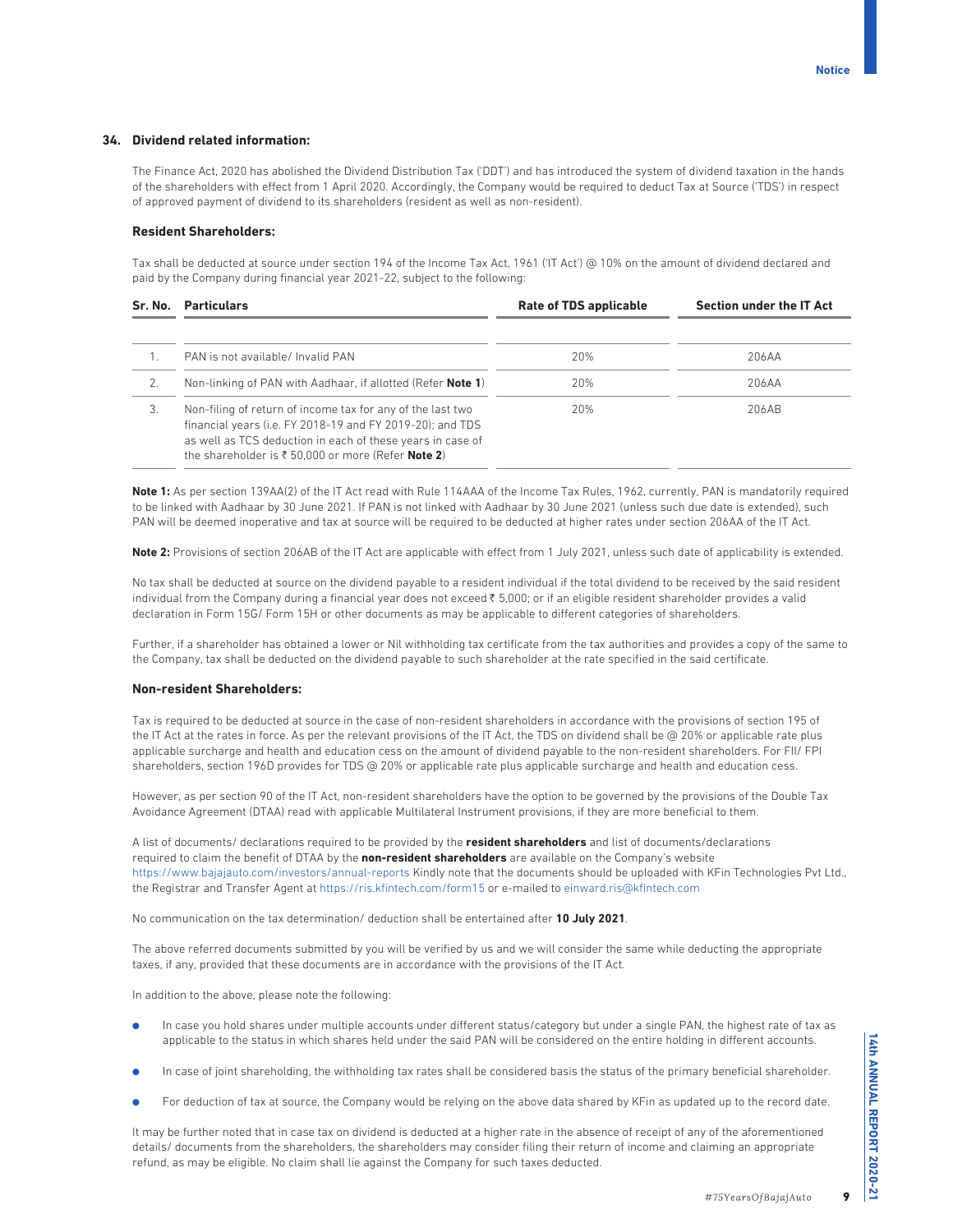## 34. Dividend related information:

The Finance Act, 2020 has abolished the Dividend Distribution Tax ('DDT') and has introduced the system of dividend taxation in the hands of the shareholders with effect from 1 April 2020. Accordingly, the Company would be required to deduct Tax at Source ('TDS') in respect of approved payment of dividend to its shareholders (resident as well as non-resident).

### Resident Shareholders:

Tax shall be deducted at source under section 194 of the Income Tax Act, 1961 ('IT Act') @ 10% on the amount of dividend declared and paid by the Company during financial year 2021-22, subject to the following:

| Sr. No. | Particulars | Rate of TDS applicable | Section under the IT Act |
|---|---|---|---|
| 1. | PAN is not available/ Invalid PAN | 20% | 206AA |
| 2. | Non-linking of PAN with Aadhaar, if allotted (Refer **Note 1**) | 20% | 206AA |
| 3. | Non-filing of return of income tax for any of the last two financial years (i.e. FY 2018-19 and FY 2019-20); and TDS as well as TCS deduction in each of these years in case of the shareholder is ₹ 50,000 or more (Refer **Note 2**) | 20% | 206AB |

**Note 1:** As per section 139AA(2) of the IT Act read with Rule 114AAA of the Income Tax Rules, 1962, currently, PAN is mandatorily required to be linked with Aadhaar by 30 June 2021. If PAN is not linked with Aadhaar by 30 June 2021 (unless such due date is extended), such PAN will be deemed inoperative and tax at source will be required to be deducted at higher rates under section 206AA of the IT Act.

**Note 2:** Provisions of section 206AB of the IT Act are applicable with effect from 1 July 2021, unless such date of applicability is extended.

No tax shall be deducted at source on the dividend payable to a resident individual if the total dividend to be received by the said resident individual from the Company during a financial year does not exceed ₹ 5,000; or if an eligible resident shareholder provides a valid declaration in Form 15G/ Form 15H or other documents as may be applicable to different categories of shareholders.

Further, if a shareholder has obtained a lower or Nil withholding tax certificate from the tax authorities and provides a copy of the same to the Company, tax shall be deducted on the dividend payable to such shareholder at the rate specified in the said certificate.

### Non-resident Shareholders:

Tax is required to be deducted at source in the case of non-resident shareholders in accordance with the provisions of section 195 of the IT Act at the rates in force. As per the relevant provisions of the IT Act, the TDS on dividend shall be @ 20% or applicable rate plus applicable surcharge and health and education cess on the amount of dividend payable to the non-resident shareholders. For FII/ FPI shareholders, section 196D provides for TDS @ 20% or applicable rate plus applicable surcharge and health and education cess.

However, as per section 90 of the IT Act, non-resident shareholders have the option to be governed by the provisions of the Double Tax Avoidance Agreement (DTAA) read with applicable Multilateral Instrument provisions, if they are more beneficial to them.

A list of documents/ declarations required to be provided by the **resident shareholders** and list of documents/declarations required to claim the benefit of DTAA by the **non-resident shareholders** are available on the Company's website https://www.bajajauto.com/investors/annual-reports Kindly note that the documents should be uploaded with KFin Technologies Pvt Ltd., the Registrar and Transfer Agent at https://ris.kfintech.com/form15 or e-mailed to einward.ris@kfintech.com

No communication on the tax determination/ deduction shall be entertained after **10 July 2021**.

The above referred documents submitted by you will be verified by us and we will consider the same while deducting the appropriate taxes, if any, provided that these documents are in accordance with the provisions of the IT Act.

In addition to the above, please note the following:

- In case you hold shares under multiple accounts under different status/category but under a single PAN, the highest rate of tax as applicable to the status in which shares held under the said PAN will be considered on the entire holding in different accounts.
- In case of joint shareholding, the withholding tax rates shall be considered basis the status of the primary beneficial shareholder.
- For deduction of tax at source, the Company would be relying on the above data shared by KFin as updated up to the record date.

It may be further noted that in case tax on dividend is deducted at a higher rate in the absence of receipt of any of the aforementioned details/ documents from the shareholders, the shareholders may consider filing their return of income and claiming an appropriate refund, as may be eligible. No claim shall lie against the Company for such taxes deducted.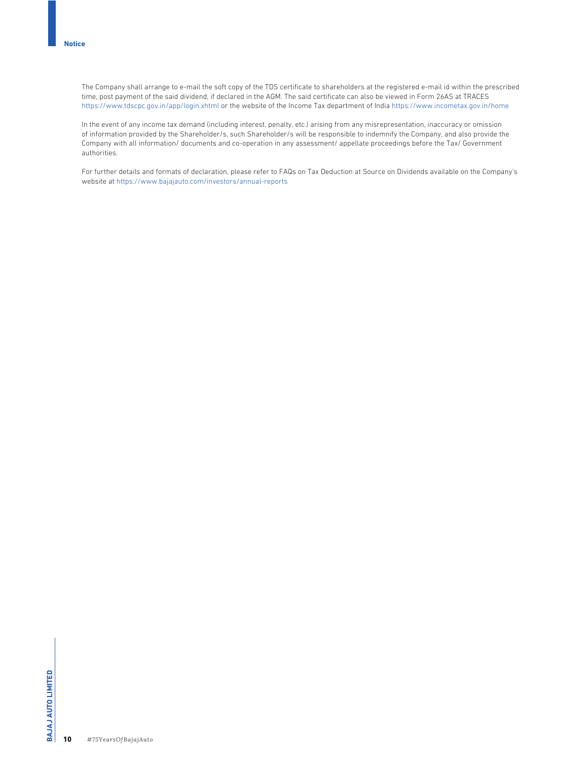The Company shall arrange to e-mail the soft copy of the TDS certificate to shareholders at the registered e-mail id within the prescribed time, post payment of the said dividend, if declared in the AGM. The said certificate can also be viewed in Form 26AS at TRACES https://www.tdscpc.gov.in/app/login.xhtml or the website of the Income Tax department of India https://www.incometax.gov.in/home

In the event of any income tax demand (including interest, penalty, etc.) arising from any misrepresentation, inaccuracy or omission of information provided by the Shareholder/s, such Shareholder/s will be responsible to indemnify the Company, and also provide the Company with all information/ documents and co-operation in any assessment/ appellate proceedings before the Tax/ Government authorities.

For further details and formats of declaration, please refer to FAQs on Tax Deduction at Source on Dividends available on the Company's website at https://www.bajajauto.com/investors/annual-reports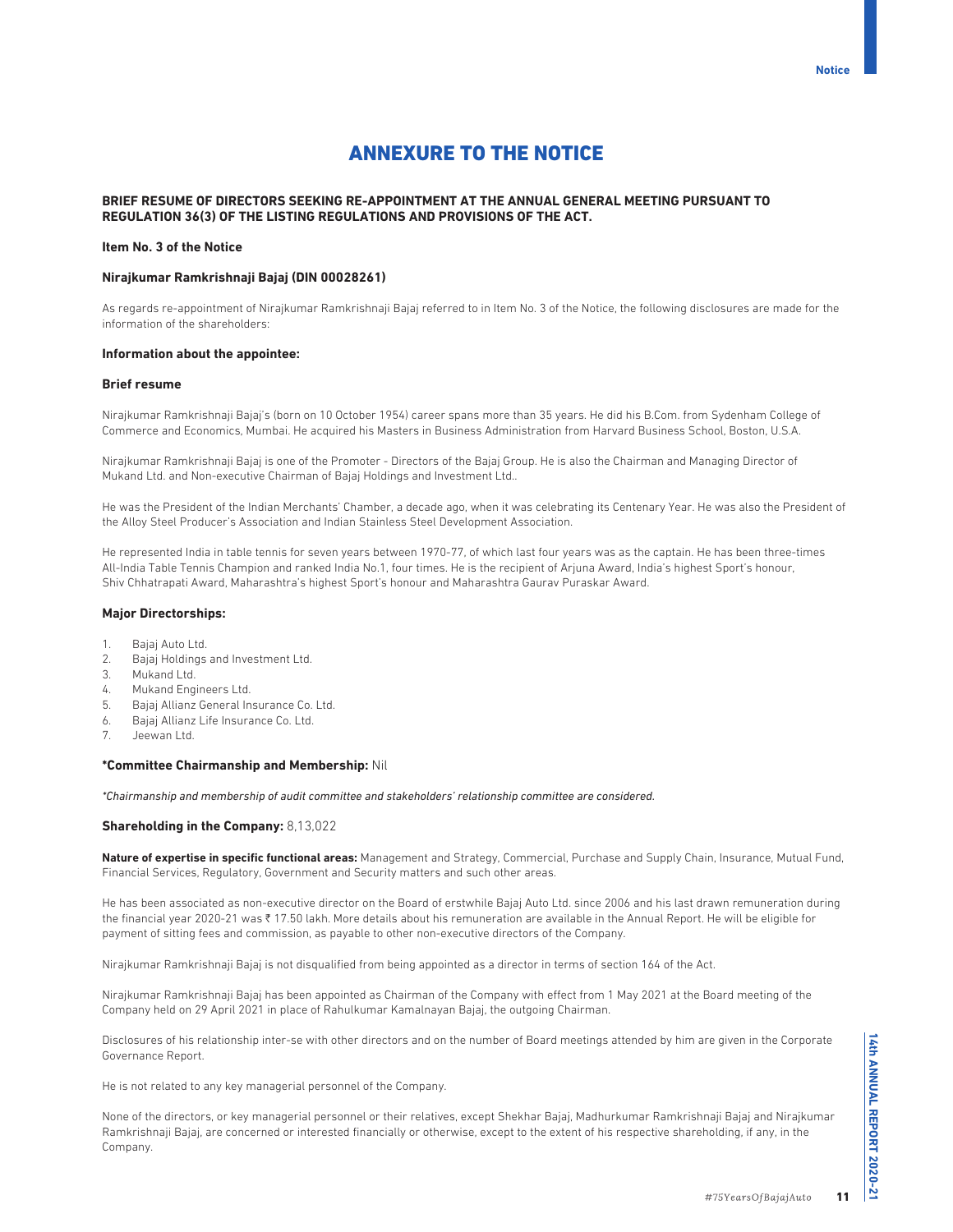# ANNEXURE TO THE NOTICE

**BRIEF RESUME OF DIRECTORS SEEKING RE-APPOINTMENT AT THE ANNUAL GENERAL MEETING PURSUANT TO REGULATION 36(3) OF THE LISTING REGULATIONS AND PROVISIONS OF THE ACT.**

**Item No. 3 of the Notice**

**Nirajkumar Ramkrishnaji Bajaj (DIN 00028261)**

As regards re-appointment of Nirajkumar Ramkrishnaji Bajaj referred to in Item No. 3 of the Notice, the following disclosures are made for the information of the shareholders:

**Information about the appointee:**

**Brief resume**

Nirajkumar Ramkrishnaji Bajaj's (born on 10 October 1954) career spans more than 35 years. He did his B.Com. from Sydenham College of Commerce and Economics, Mumbai. He acquired his Masters in Business Administration from Harvard Business School, Boston, U.S.A.

Nirajkumar Ramkrishnaji Bajaj is one of the Promoter - Directors of the Bajaj Group. He is also the Chairman and Managing Director of Mukand Ltd. and Non-executive Chairman of Bajaj Holdings and Investment Ltd..

He was the President of the Indian Merchants' Chamber, a decade ago, when it was celebrating its Centenary Year. He was also the President of the Alloy Steel Producer's Association and Indian Stainless Steel Development Association.

He represented India in table tennis for seven years between 1970-77, of which last four years was as the captain. He has been three-times All-India Table Tennis Champion and ranked India No.1, four times. He is the recipient of Arjuna Award, India's highest Sport's honour, Shiv Chhatrapati Award, Maharashtra's highest Sport's honour and Maharashtra Gaurav Puraskar Award.

**Major Directorships:**

1. Bajaj Auto Ltd.
2. Bajaj Holdings and Investment Ltd.
3. Mukand Ltd.
4. Mukand Engineers Ltd.
5. Bajaj Allianz General Insurance Co. Ltd.
6. Bajaj Allianz Life Insurance Co. Ltd.
7. Jeewan Ltd.

**\*Committee Chairmanship and Membership:** Nil

*\*Chairmanship and membership of audit committee and stakeholders' relationship committee are considered.*

**Shareholding in the Company:** 8,13,022

**Nature of expertise in specific functional areas:** Management and Strategy, Commercial, Purchase and Supply Chain, Insurance, Mutual Fund, Financial Services, Regulatory, Government and Security matters and such other areas.

He has been associated as non-executive director on the Board of erstwhile Bajaj Auto Ltd. since 2006 and his last drawn remuneration during the financial year 2020-21 was ₹ 17.50 lakh. More details about his remuneration are available in the Annual Report. He will be eligible for payment of sitting fees and commission, as payable to other non-executive directors of the Company.

Nirajkumar Ramkrishnaji Bajaj is not disqualified from being appointed as a director in terms of section 164 of the Act.

Nirajkumar Ramkrishnaji Bajaj has been appointed as Chairman of the Company with effect from 1 May 2021 at the Board meeting of the Company held on 29 April 2021 in place of Rahulkumar Kamalnayan Bajaj, the outgoing Chairman.

Disclosures of his relationship inter-se with other directors and on the number of Board meetings attended by him are given in the Corporate Governance Report.

He is not related to any key managerial personnel of the Company.

None of the directors, or key managerial personnel or their relatives, except Shekhar Bajaj, Madhurkumar Ramkrishnaji Bajaj and Nirajkumar Ramkrishnaji Bajaj, are concerned or interested financially or otherwise, except to the extent of his respective shareholding, if any, in the Company.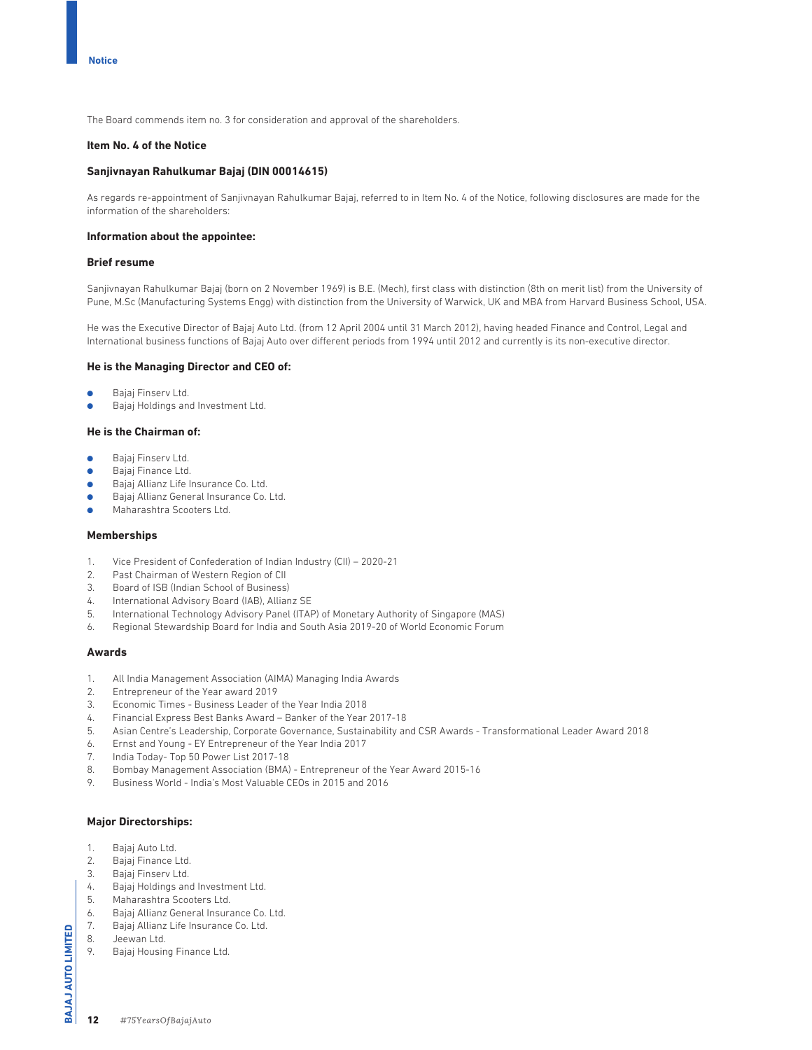The Board commends item no. 3 for consideration and approval of the shareholders.

**Item No. 4 of the Notice**

**Sanjivnayan Rahulkumar Bajaj (DIN 00014615)**

As regards re-appointment of Sanjivnayan Rahulkumar Bajaj, referred to in Item No. 4 of the Notice, following disclosures are made for the information of the shareholders:

**Information about the appointee:**

**Brief resume**

Sanjivnayan Rahulkumar Bajaj (born on 2 November 1969) is B.E. (Mech), first class with distinction (8th on merit list) from the University of Pune, M.Sc (Manufacturing Systems Engg) with distinction from the University of Warwick, UK and MBA from Harvard Business School, USA.

He was the Executive Director of Bajaj Auto Ltd. (from 12 April 2004 until 31 March 2012), having headed Finance and Control, Legal and International business functions of Bajaj Auto over different periods from 1994 until 2012 and currently is its non-executive director.

**He is the Managing Director and CEO of:**

- Bajaj Finserv Ltd.
- Bajaj Holdings and Investment Ltd.

**He is the Chairman of:**

- Bajaj Finserv Ltd.
- Bajaj Finance Ltd.
- Bajaj Allianz Life Insurance Co. Ltd.
- Bajaj Allianz General Insurance Co. Ltd.
- Maharashtra Scooters Ltd.

**Memberships**

1. Vice President of Confederation of Indian Industry (CII) – 2020-21
2. Past Chairman of Western Region of CII
3. Board of ISB (Indian School of Business)
4. International Advisory Board (IAB), Allianz SE
5. International Technology Advisory Panel (ITAP) of Monetary Authority of Singapore (MAS)
6. Regional Stewardship Board for India and South Asia 2019-20 of World Economic Forum

**Awards**

1. All India Management Association (AIMA) Managing India Awards
2. Entrepreneur of the Year award 2019
3. Economic Times - Business Leader of the Year India 2018
4. Financial Express Best Banks Award – Banker of the Year 2017-18
5. Asian Centre's Leadership, Corporate Governance, Sustainability and CSR Awards - Transformational Leader Award 2018
6. Ernst and Young - EY Entrepreneur of the Year India 2017
7. India Today- Top 50 Power List 2017-18
8. Bombay Management Association (BMA) - Entrepreneur of the Year Award 2015-16
9. Business World - India's Most Valuable CEOs in 2015 and 2016

**Major Directorships:**

1. Bajaj Auto Ltd.
2. Bajaj Finance Ltd.
3. Bajaj Finserv Ltd.
4. Bajaj Holdings and Investment Ltd.
5. Maharashtra Scooters Ltd.
6. Bajaj Allianz General Insurance Co. Ltd.
7. Bajaj Allianz Life Insurance Co. Ltd.
8. Jeewan Ltd.
9. Bajaj Housing Finance Ltd.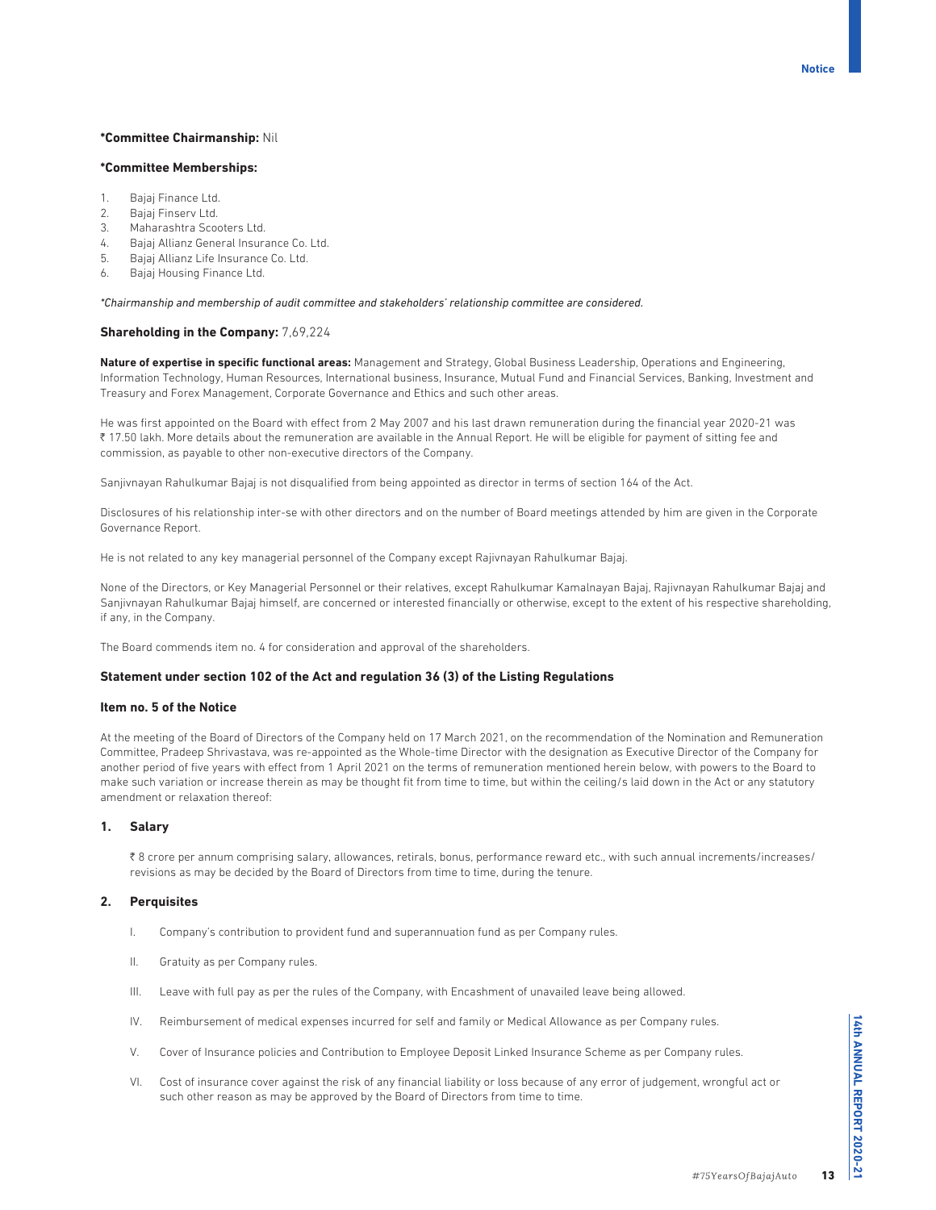**\*Committee Chairmanship:** Nil

**\*Committee Memberships:**

1. Bajaj Finance Ltd.
2. Bajaj Finserv Ltd.
3. Maharashtra Scooters Ltd.
4. Bajaj Allianz General Insurance Co. Ltd.
5. Bajaj Allianz Life Insurance Co. Ltd.
6. Bajaj Housing Finance Ltd.

*\*Chairmanship and membership of audit committee and stakeholders' relationship committee are considered.*

**Shareholding in the Company:** 7,69,224

**Nature of expertise in specific functional areas:** Management and Strategy, Global Business Leadership, Operations and Engineering, Information Technology, Human Resources, International business, Insurance, Mutual Fund and Financial Services, Banking, Investment and Treasury and Forex Management, Corporate Governance and Ethics and such other areas.

He was first appointed on the Board with effect from 2 May 2007 and his last drawn remuneration during the financial year 2020-21 was ₹ 17.50 lakh. More details about the remuneration are available in the Annual Report. He will be eligible for payment of sitting fee and commission, as payable to other non-executive directors of the Company.

Sanjivnayan Rahulkumar Bajaj is not disqualified from being appointed as director in terms of section 164 of the Act.

Disclosures of his relationship inter-se with other directors and on the number of Board meetings attended by him are given in the Corporate Governance Report.

He is not related to any key managerial personnel of the Company except Rajivnayan Rahulkumar Bajaj.

None of the Directors, or Key Managerial Personnel or their relatives, except Rahulkumar Kamalnayan Bajaj, Rajivnayan Rahulkumar Bajaj and Sanjivnayan Rahulkumar Bajaj himself, are concerned or interested financially or otherwise, except to the extent of his respective shareholding, if any, in the Company.

The Board commends item no. 4 for consideration and approval of the shareholders.

### Statement under section 102 of the Act and regulation 36 (3) of the Listing Regulations

#### Item no. 5 of the Notice

At the meeting of the Board of Directors of the Company held on 17 March 2021, on the recommendation of the Nomination and Remuneration Committee, Pradeep Shrivastava, was re-appointed as the Whole-time Director with the designation as Executive Director of the Company for another period of five years with effect from 1 April 2021 on the terms of remuneration mentioned herein below, with powers to the Board to make such variation or increase therein as may be thought fit from time to time, but within the ceiling/s laid down in the Act or any statutory amendment or relaxation thereof:

**1. Salary**

₹ 8 crore per annum comprising salary, allowances, retirals, bonus, performance reward etc., with such annual increments/increases/revisions as may be decided by the Board of Directors from time to time, during the tenure.

**2. Perquisites**

I. Company's contribution to provident fund and superannuation fund as per Company rules.

II. Gratuity as per Company rules.

III. Leave with full pay as per the rules of the Company, with Encashment of unavailed leave being allowed.

IV. Reimbursement of medical expenses incurred for self and family or Medical Allowance as per Company rules.

V. Cover of Insurance policies and Contribution to Employee Deposit Linked Insurance Scheme as per Company rules.

VI. Cost of insurance cover against the risk of any financial liability or loss because of any error of judgement, wrongful act or such other reason as may be approved by the Board of Directors from time to time.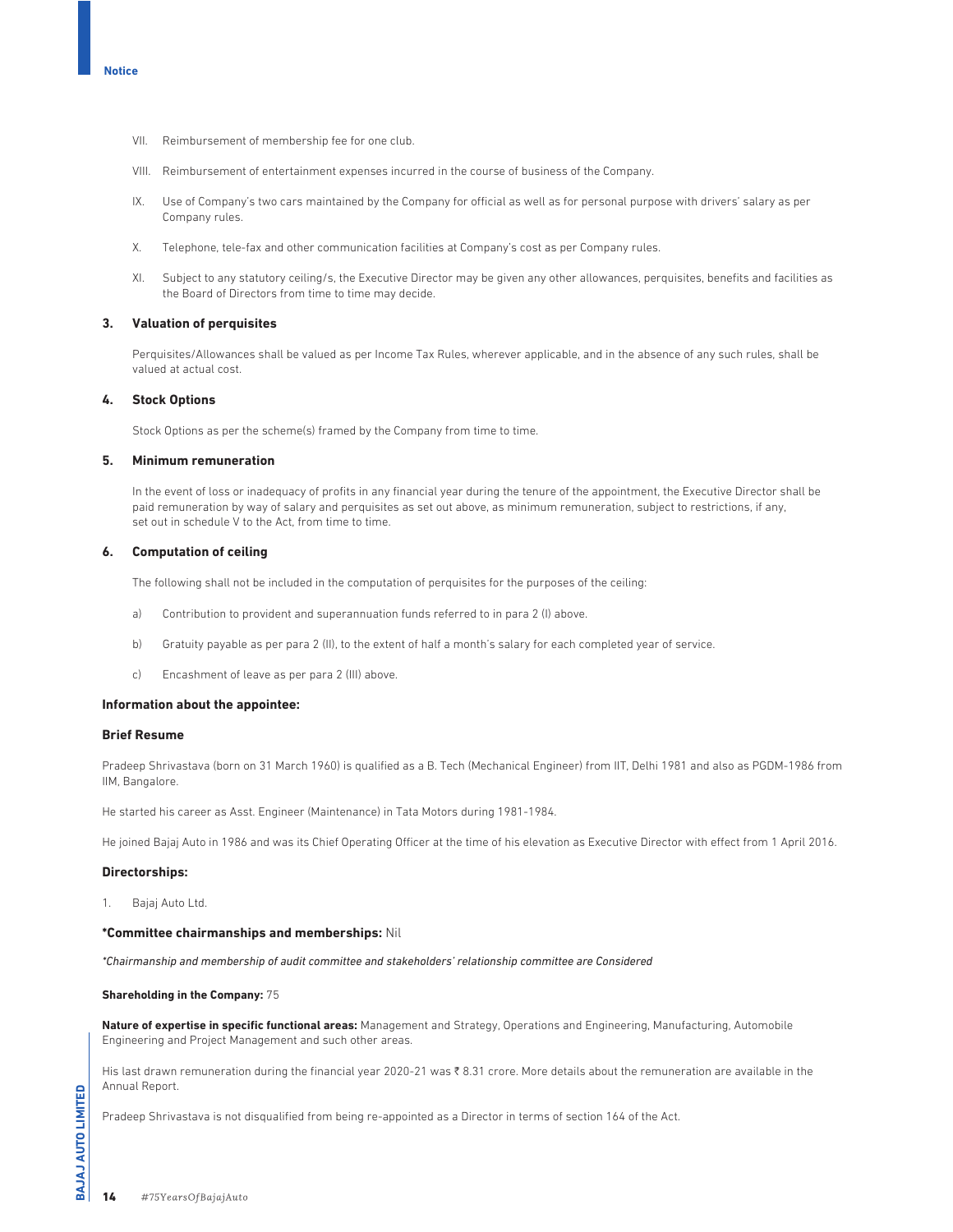VII. Reimbursement of membership fee for one club.

VIII. Reimbursement of entertainment expenses incurred in the course of business of the Company.

IX. Use of Company's two cars maintained by the Company for official as well as for personal purpose with drivers' salary as per Company rules.

X. Telephone, tele-fax and other communication facilities at Company's cost as per Company rules.

XI. Subject to any statutory ceiling/s, the Executive Director may be given any other allowances, perquisites, benefits and facilities as the Board of Directors from time to time may decide.

### 3. Valuation of perquisites

Perquisites/Allowances shall be valued as per Income Tax Rules, wherever applicable, and in the absence of any such rules, shall be valued at actual cost.

### 4. Stock Options

Stock Options as per the scheme(s) framed by the Company from time to time.

### 5. Minimum remuneration

In the event of loss or inadequacy of profits in any financial year during the tenure of the appointment, the Executive Director shall be paid remuneration by way of salary and perquisites as set out above, as minimum remuneration, subject to restrictions, if any, set out in schedule V to the Act, from time to time.

### 6. Computation of ceiling

The following shall not be included in the computation of perquisites for the purposes of the ceiling:

a) Contribution to provident and superannuation funds referred to in para 2 (I) above.

b) Gratuity payable as per para 2 (II), to the extent of half a month's salary for each completed year of service.

c) Encashment of leave as per para 2 (III) above.

### Information about the appointee:

### Brief Resume

Pradeep Shrivastava (born on 31 March 1960) is qualified as a B. Tech (Mechanical Engineer) from IIT, Delhi 1981 and also as PGDM-1986 from IIM, Bangalore.

He started his career as Asst. Engineer (Maintenance) in Tata Motors during 1981-1984.

He joined Bajaj Auto in 1986 and was its Chief Operating Officer at the time of his elevation as Executive Director with effect from 1 April 2016.

### Directorships:

1. Bajaj Auto Ltd.

**\*Committee chairmanships and memberships:** Nil

*\*Chairmanship and membership of audit committee and stakeholders' relationship committee are Considered*

**Shareholding in the Company:** 75

**Nature of expertise in specific functional areas:** Management and Strategy, Operations and Engineering, Manufacturing, Automobile Engineering and Project Management and such other areas.

His last drawn remuneration during the financial year 2020-21 was ₹ 8.31 crore. More details about the remuneration are available in the Annual Report.

Pradeep Shrivastava is not disqualified from being re-appointed as a Director in terms of section 164 of the Act.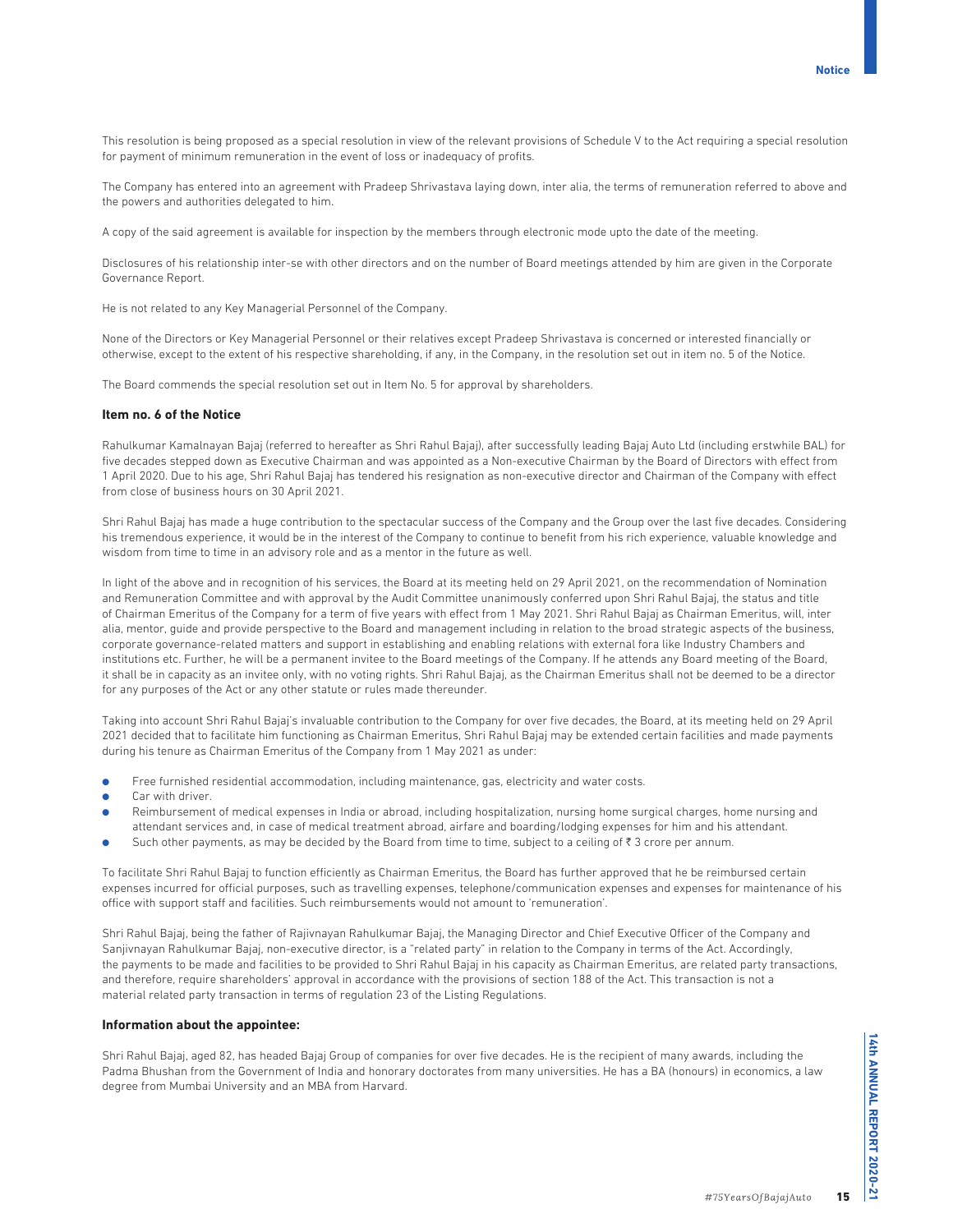This resolution is being proposed as a special resolution in view of the relevant provisions of Schedule V to the Act requiring a special resolution for payment of minimum remuneration in the event of loss or inadequacy of profits.

The Company has entered into an agreement with Pradeep Shrivastava laying down, inter alia, the terms of remuneration referred to above and the powers and authorities delegated to him.

A copy of the said agreement is available for inspection by the members through electronic mode upto the date of the meeting.

Disclosures of his relationship inter-se with other directors and on the number of Board meetings attended by him are given in the Corporate Governance Report.

He is not related to any Key Managerial Personnel of the Company.

None of the Directors or Key Managerial Personnel or their relatives except Pradeep Shrivastava is concerned or interested financially or otherwise, except to the extent of his respective shareholding, if any, in the Company, in the resolution set out in item no. 5 of the Notice.

The Board commends the special resolution set out in Item No. 5 for approval by shareholders.

### Item no. 6 of the Notice

Rahulkumar Kamalnayan Bajaj (referred to hereafter as Shri Rahul Bajaj), after successfully leading Bajaj Auto Ltd (including erstwhile BAL) for five decades stepped down as Executive Chairman and was appointed as a Non-executive Chairman by the Board of Directors with effect from 1 April 2020. Due to his age, Shri Rahul Bajaj has tendered his resignation as non-executive director and Chairman of the Company with effect from close of business hours on 30 April 2021.

Shri Rahul Bajaj has made a huge contribution to the spectacular success of the Company and the Group over the last five decades. Considering his tremendous experience, it would be in the interest of the Company to continue to benefit from his rich experience, valuable knowledge and wisdom from time to time in an advisory role and as a mentor in the future as well.

In light of the above and in recognition of his services, the Board at its meeting held on 29 April 2021, on the recommendation of Nomination and Remuneration Committee and with approval by the Audit Committee unanimously conferred upon Shri Rahul Bajaj, the status and title of Chairman Emeritus of the Company for a term of five years with effect from 1 May 2021. Shri Rahul Bajaj as Chairman Emeritus, will, inter alia, mentor, guide and provide perspective to the Board and management including in relation to the broad strategic aspects of the business, corporate governance-related matters and support in establishing and enabling relations with external fora like Industry Chambers and institutions etc. Further, he will be a permanent invitee to the Board meetings of the Company. If he attends any Board meeting of the Board, it shall be in capacity as an invitee only, with no voting rights. Shri Rahul Bajaj, as the Chairman Emeritus shall not be deemed to be a director for any purposes of the Act or any other statute or rules made thereunder.

Taking into account Shri Rahul Bajaj's invaluable contribution to the Company for over five decades, the Board, at its meeting held on 29 April 2021 decided that to facilitate him functioning as Chairman Emeritus, Shri Rahul Bajaj may be extended certain facilities and made payments during his tenure as Chairman Emeritus of the Company from 1 May 2021 as under:

- Free furnished residential accommodation, including maintenance, gas, electricity and water costs.
- Car with driver.
- Reimbursement of medical expenses in India or abroad, including hospitalization, nursing home surgical charges, home nursing and attendant services and, in case of medical treatment abroad, airfare and boarding/lodging expenses for him and his attendant.
- Such other payments, as may be decided by the Board from time to time, subject to a ceiling of ₹ 3 crore per annum.

To facilitate Shri Rahul Bajaj to function efficiently as Chairman Emeritus, the Board has further approved that he be reimbursed certain expenses incurred for official purposes, such as travelling expenses, telephone/communication expenses and expenses for maintenance of his office with support staff and facilities. Such reimbursements would not amount to 'remuneration'.

Shri Rahul Bajaj, being the father of Rajivnayan Rahulkumar Bajaj, the Managing Director and Chief Executive Officer of the Company and Sanjivnayan Rahulkumar Bajaj, non-executive director, is a "related party" in relation to the Company in terms of the Act. Accordingly, the payments to be made and facilities to be provided to Shri Rahul Bajaj in his capacity as Chairman Emeritus, are related party transactions, and therefore, require shareholders' approval in accordance with the provisions of section 188 of the Act. This transaction is not a material related party transaction in terms of regulation 23 of the Listing Regulations.

### Information about the appointee:

Shri Rahul Bajaj, aged 82, has headed Bajaj Group of companies for over five decades. He is the recipient of many awards, including the Padma Bhushan from the Government of India and honorary doctorates from many universities. He has a BA (honours) in economics, a law degree from Mumbai University and an MBA from Harvard.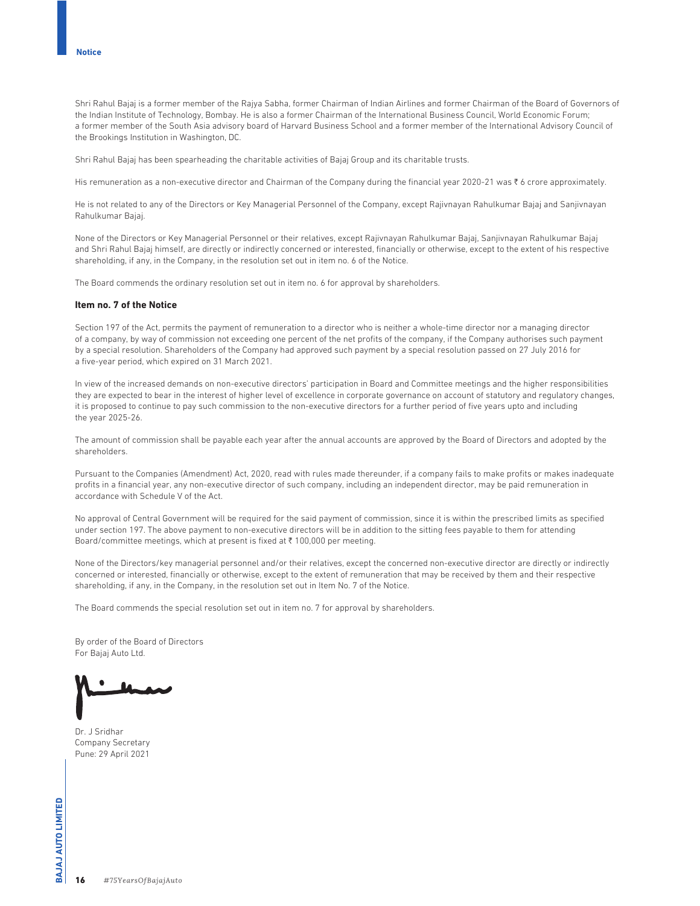Shri Rahul Bajaj is a former member of the Rajya Sabha, former Chairman of Indian Airlines and former Chairman of the Board of Governors of the Indian Institute of Technology, Bombay. He is also a former Chairman of the International Business Council, World Economic Forum; a former member of the South Asia advisory board of Harvard Business School and a former member of the International Advisory Council of the Brookings Institution in Washington, DC.

Shri Rahul Bajaj has been spearheading the charitable activities of Bajaj Group and its charitable trusts.

His remuneration as a non-executive director and Chairman of the Company during the financial year 2020-21 was ₹ 6 crore approximately.

He is not related to any of the Directors or Key Managerial Personnel of the Company, except Rajivnayan Rahulkumar Bajaj and Sanjivnayan Rahulkumar Bajaj.

None of the Directors or Key Managerial Personnel or their relatives, except Rajivnayan Rahulkumar Bajaj, Sanjivnayan Rahulkumar Bajaj and Shri Rahul Bajaj himself, are directly or indirectly concerned or interested, financially or otherwise, except to the extent of his respective shareholding, if any, in the Company, in the resolution set out in item no. 6 of the Notice.

The Board commends the ordinary resolution set out in item no. 6 for approval by shareholders.

### Item no. 7 of the Notice

Section 197 of the Act, permits the payment of remuneration to a director who is neither a whole-time director nor a managing director of a company, by way of commission not exceeding one percent of the net profits of the company, if the Company authorises such payment by a special resolution. Shareholders of the Company had approved such payment by a special resolution passed on 27 July 2016 for a five-year period, which expired on 31 March 2021.

In view of the increased demands on non-executive directors' participation in Board and Committee meetings and the higher responsibilities they are expected to bear in the interest of higher level of excellence in corporate governance on account of statutory and regulatory changes, it is proposed to continue to pay such commission to the non-executive directors for a further period of five years upto and including the year 2025-26.

The amount of commission shall be payable each year after the annual accounts are approved by the Board of Directors and adopted by the shareholders.

Pursuant to the Companies (Amendment) Act, 2020, read with rules made thereunder, if a company fails to make profits or makes inadequate profits in a financial year, any non-executive director of such company, including an independent director, may be paid remuneration in accordance with Schedule V of the Act.

No approval of Central Government will be required for the said payment of commission, since it is within the prescribed limits as specified under section 197. The above payment to non-executive directors will be in addition to the sitting fees payable to them for attending Board/committee meetings, which at present is fixed at ₹ 100,000 per meeting.

None of the Directors/key managerial personnel and/or their relatives, except the concerned non-executive director are directly or indirectly concerned or interested, financially or otherwise, except to the extent of remuneration that may be received by them and their respective shareholding, if any, in the Company, in the resolution set out in Item No. 7 of the Notice.

The Board commends the special resolution set out in item no. 7 for approval by shareholders.

By order of the Board of Directors
For Bajaj Auto Ltd.

Dr. J Sridhar
Company Secretary
Pune: 29 April 2021